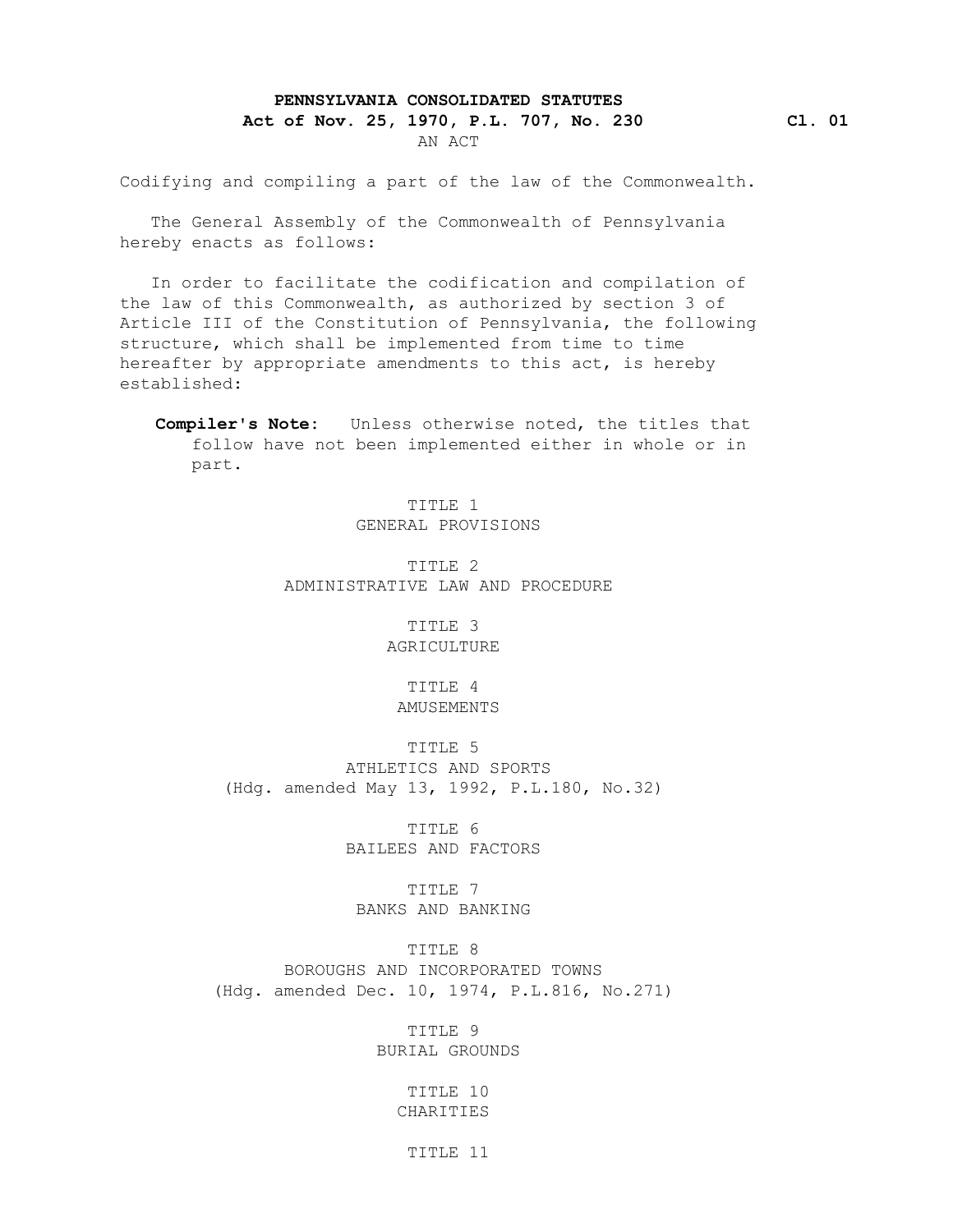**PENNSYLVANIA CONSOLIDATED STATUTES**

**Act of Nov. 25, 1970, P.L. 707, No. 230** **Cl. 01**

AN ACT

Codifying and compiling a part of the law of the Commonwealth.

The General Assembly of the Commonwealth of Pennsylvania hereby enacts as follows:

In order to facilitate the codification and compilation of the law of this Commonwealth, as authorized by section 3 of Article III of the Constitution of Pennsylvania, the following structure, which shall be implemented from time to time hereafter by appropriate amendments to this act, is hereby established:

**Compiler's Note:** Unless otherwise noted, the titles that follow have not been implemented either in whole or in part.

TITLE 1
GENERAL PROVISIONS

TITLE 2
ADMINISTRATIVE LAW AND PROCEDURE

TITLE 3
AGRICULTURE

TITLE 4
AMUSEMENTS

TITLE 5
ATHLETICS AND SPORTS
(Hdg. amended May 13, 1992, P.L.180, No.32)

TITLE 6
BAILEES AND FACTORS

TITLE 7
BANKS AND BANKING

TITLE 8
BOROUGHS AND INCORPORATED TOWNS
(Hdg. amended Dec. 10, 1974, P.L.816, No.271)

TITLE 9
BURIAL GROUNDS

TITLE 10
CHARITIES

TITLE 11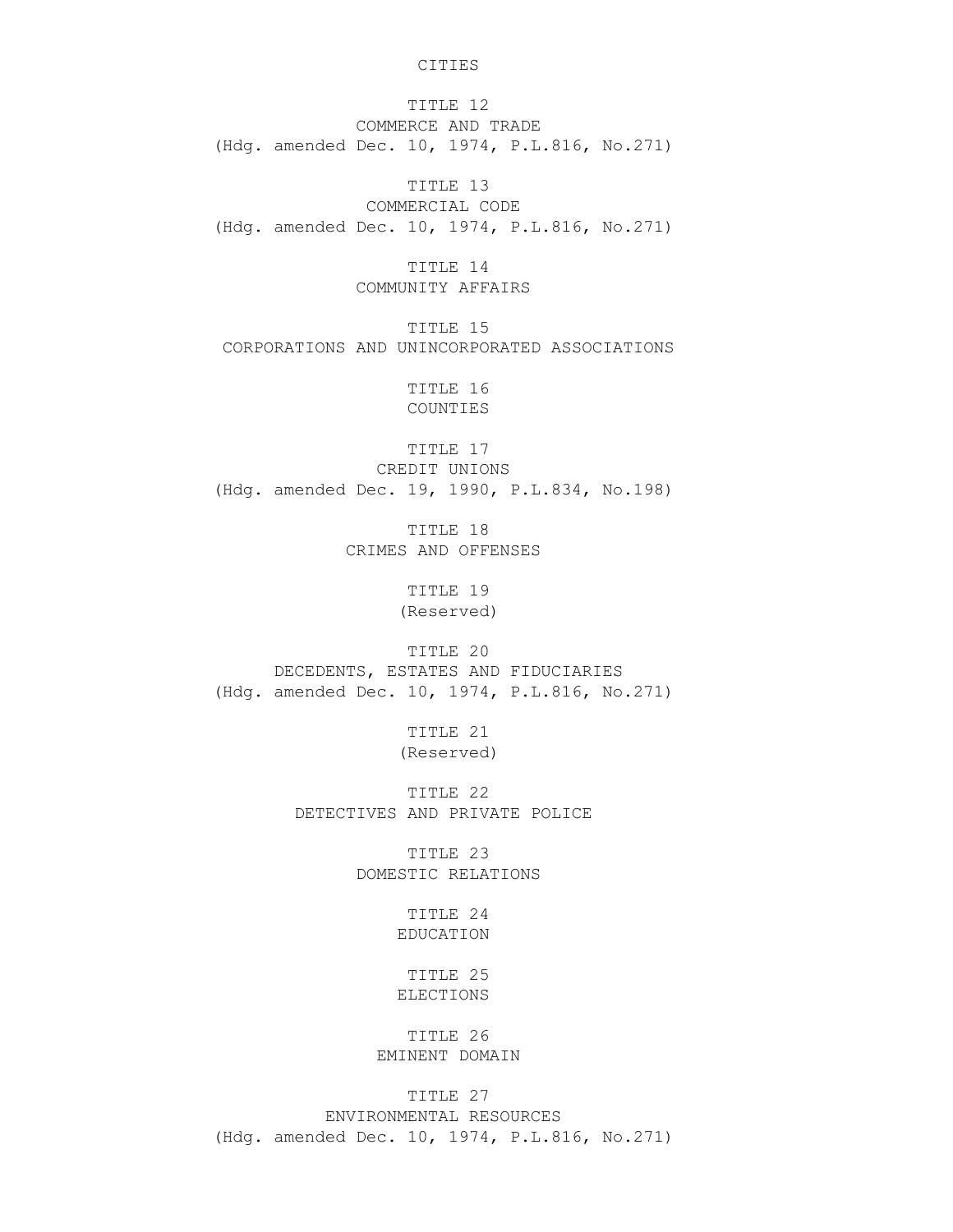CITIES

TITLE 12
COMMERCE AND TRADE
(Hdg. amended Dec. 10, 1974, P.L.816, No.271)

TITLE 13
COMMERCIAL CODE
(Hdg. amended Dec. 10, 1974, P.L.816, No.271)

TITLE 14
COMMUNITY AFFAIRS

TITLE 15
CORPORATIONS AND UNINCORPORATED ASSOCIATIONS

TITLE 16
COUNTIES

TITLE 17
CREDIT UNIONS
(Hdg. amended Dec. 19, 1990, P.L.834, No.198)

TITLE 18
CRIMES AND OFFENSES

TITLE 19
(Reserved)

TITLE 20
DECEDENTS, ESTATES AND FIDUCIARIES
(Hdg. amended Dec. 10, 1974, P.L.816, No.271)

TITLE 21
(Reserved)

TITLE 22
DETECTIVES AND PRIVATE POLICE

TITLE 23
DOMESTIC RELATIONS

TITLE 24
EDUCATION

TITLE 25
ELECTIONS

TITLE 26
EMINENT DOMAIN

TITLE 27
ENVIRONMENTAL RESOURCES
(Hdg. amended Dec. 10, 1974, P.L.816, No.271)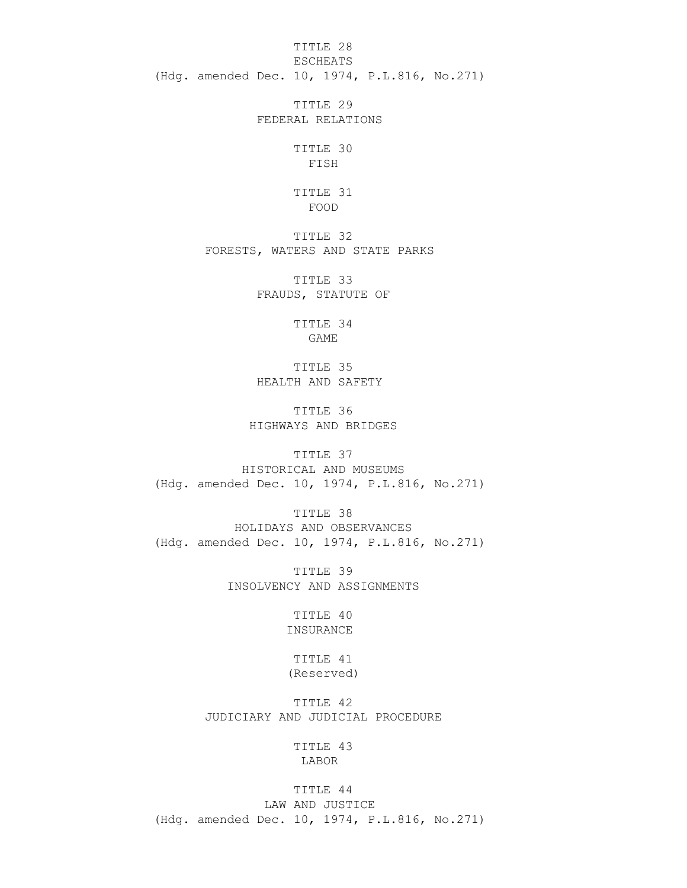TITLE 28
ESCHEATS
(Hdg. amended Dec. 10, 1974, P.L.816, No.271)

TITLE 29
FEDERAL RELATIONS

TITLE 30
FISH

TITLE 31
FOOD

TITLE 32
FORESTS, WATERS AND STATE PARKS

TITLE 33
FRAUDS, STATUTE OF

TITLE 34
GAME

TITLE 35
HEALTH AND SAFETY

TITLE 36
HIGHWAYS AND BRIDGES

TITLE 37
HISTORICAL AND MUSEUMS
(Hdg. amended Dec. 10, 1974, P.L.816, No.271)

TITLE 38
HOLIDAYS AND OBSERVANCES
(Hdg. amended Dec. 10, 1974, P.L.816, No.271)

TITLE 39
INSOLVENCY AND ASSIGNMENTS

TITLE 40
INSURANCE

TITLE 41
(Reserved)

TITLE 42
JUDICIARY AND JUDICIAL PROCEDURE

TITLE 43
LABOR

TITLE 44
LAW AND JUSTICE
(Hdg. amended Dec. 10, 1974, P.L.816, No.271)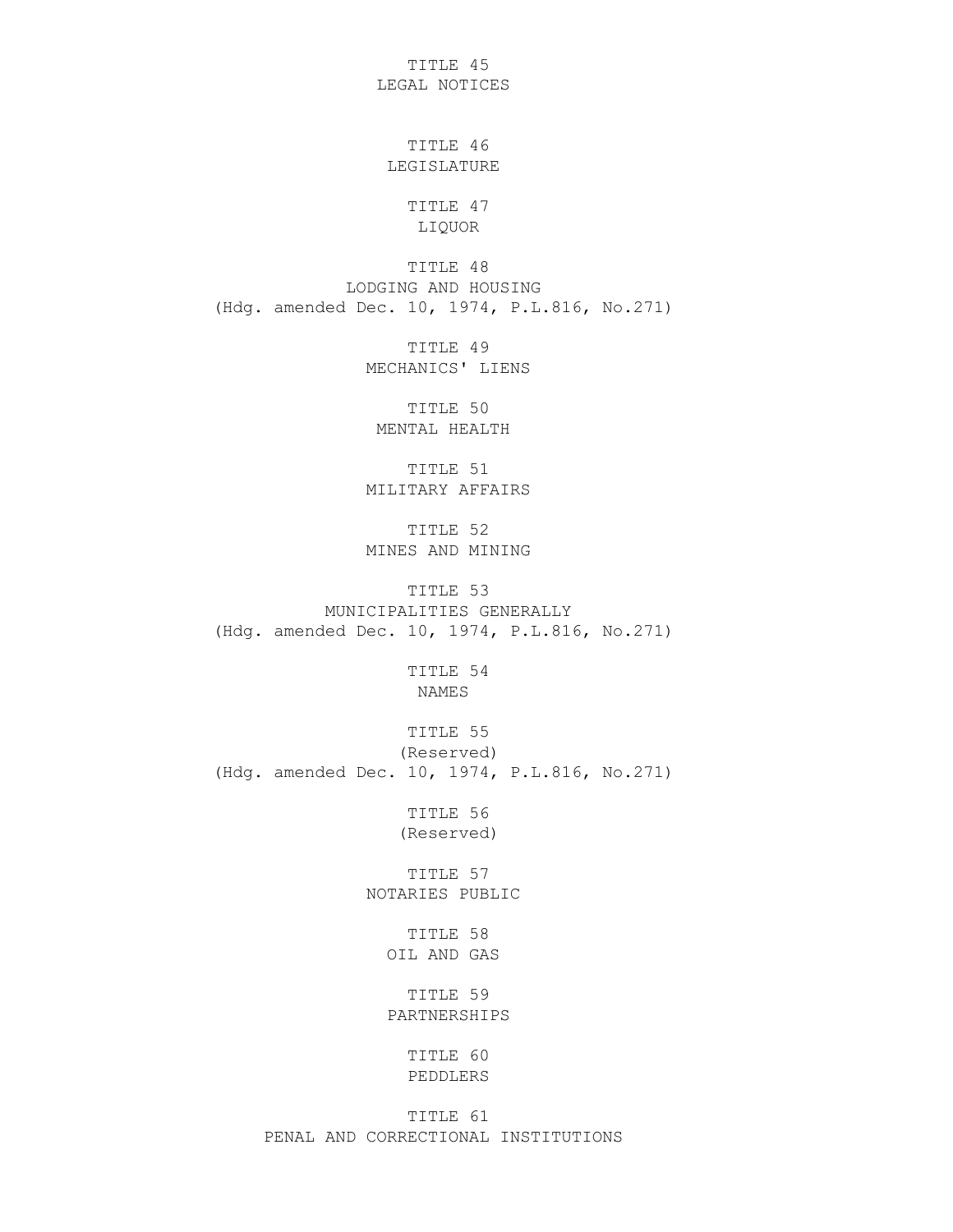TITLE 45
LEGAL NOTICES

TITLE 46
LEGISLATURE

TITLE 47
LIQUOR

TITLE 48
LODGING AND HOUSING
(Hdg. amended Dec. 10, 1974, P.L.816, No.271)

TITLE 49
MECHANICS' LIENS

TITLE 50
MENTAL HEALTH

TITLE 51
MILITARY AFFAIRS

TITLE 52
MINES AND MINING

TITLE 53
MUNICIPALITIES GENERALLY
(Hdg. amended Dec. 10, 1974, P.L.816, No.271)

TITLE 54
NAMES

TITLE 55
(Reserved)
(Hdg. amended Dec. 10, 1974, P.L.816, No.271)

TITLE 56
(Reserved)

TITLE 57
NOTARIES PUBLIC

TITLE 58
OIL AND GAS

TITLE 59
PARTNERSHIPS

TITLE 60
PEDDLERS

TITLE 61
PENAL AND CORRECTIONAL INSTITUTIONS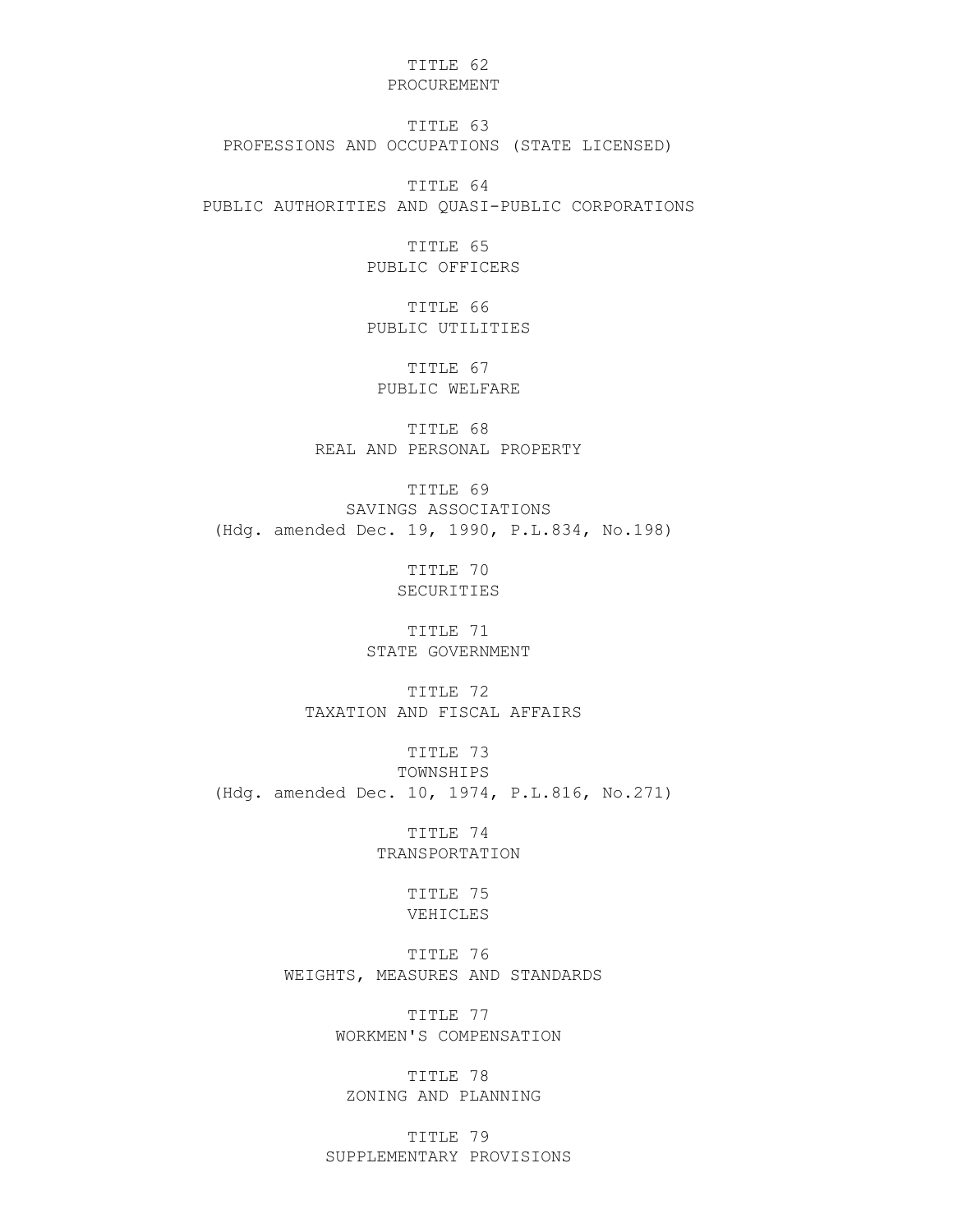TITLE 62
PROCUREMENT

TITLE 63
PROFESSIONS AND OCCUPATIONS (STATE LICENSED)

TITLE 64
PUBLIC AUTHORITIES AND QUASI-PUBLIC CORPORATIONS

TITLE 65
PUBLIC OFFICERS

TITLE 66
PUBLIC UTILITIES

TITLE 67
PUBLIC WELFARE

TITLE 68
REAL AND PERSONAL PROPERTY

TITLE 69
SAVINGS ASSOCIATIONS
(Hdg. amended Dec. 19, 1990, P.L.834, No.198)

TITLE 70
SECURITIES

TITLE 71
STATE GOVERNMENT

TITLE 72
TAXATION AND FISCAL AFFAIRS

TITLE 73
TOWNSHIPS
(Hdg. amended Dec. 10, 1974, P.L.816, No.271)

TITLE 74
TRANSPORTATION

TITLE 75
VEHICLES

TITLE 76
WEIGHTS, MEASURES AND STANDARDS

TITLE 77
WORKMEN'S COMPENSATION

TITLE 78
ZONING AND PLANNING

TITLE 79
SUPPLEMENTARY PROVISIONS